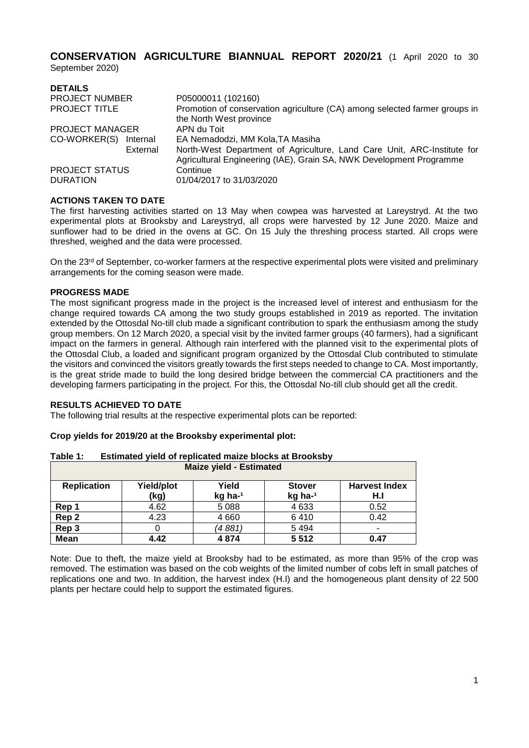# CONSERVATION AGRICULTURE BIANNUAL REPORT 2020/21 (1 April 2020 to 30 September 2020)

## DETAILS

| | |
|---|---|
| PROJECT NUMBER | P05000011 (102160) |
| PROJECT TITLE | Promotion of conservation agriculture (CA) among selected farmer groups in the North West province |
| PROJECT MANAGER | APN du Toit |
| CO-WORKER(S) Internal | EA Nemadodzi, MM Kola,TA Masiha |
| External | North-West Department of Agriculture, Land Care Unit, ARC-Institute for Agricultural Engineering (IAE), Grain SA, NWK Development Programme |
| PROJECT STATUS | Continue |
| DURATION | 01/04/2017 to 31/03/2020 |

## ACTIONS TAKEN TO DATE

The first harvesting activities started on 13 May when cowpea was harvested at Lareystryd. At the two experimental plots at Brooksby and Lareystryd, all crops were harvested by 12 June 2020. Maize and sunflower had to be dried in the ovens at GC. On 15 July the threshing process started. All crops were threshed, weighed and the data were processed.

On the 23rd of September, co-worker farmers at the respective experimental plots were visited and preliminary arrangements for the coming season were made.

## PROGRESS MADE

The most significant progress made in the project is the increased level of interest and enthusiasm for the change required towards CA among the two study groups established in 2019 as reported. The invitation extended by the Ottosdal No-till club made a significant contribution to spark the enthusiasm among the study group members. On 12 March 2020, a special visit by the invited farmer groups (40 farmers), had a significant impact on the farmers in general. Although rain interfered with the planned visit to the experimental plots of the Ottosdal Club, a loaded and significant program organized by the Ottosdal Club contributed to stimulate the visitors and convinced the visitors greatly towards the first steps needed to change to CA. Most importantly, is the great stride made to build the long desired bridge between the commercial CA practitioners and the developing farmers participating in the project. For this, the Ottosdal No-till club should get all the credit.

## RESULTS ACHIEVED TO DATE

The following trial results at the respective experimental plots can be reported:

**Crop yields for 2019/20 at the Brooksby experimental plot:**

**Table 1: Estimated yield of replicated maize blocks at Brooksby**

| Maize yield - Estimated | | | | |
|---|---|---|---|---|
| **Replication** | **Yield/plot (kg)** | **Yield kg ha$^{-1}$** | **Stover kg ha$^{-1}$** | **Harvest Index H.I** |
| **Rep 1** | 4.62 | 5 088 | 4 633 | 0.52 |
| **Rep 2** | 4.23 | 4 660 | 6 410 | 0.42 |
| **Rep 3** | 0 | *(4 881)* | 5 494 | - |
| **Mean** | **4.42** | **4 874** | **5 512** | **0.47** |

Note: Due to theft, the maize yield at Brooksby had to be estimated, as more than 95% of the crop was removed. The estimation was based on the cob weights of the limited number of cobs left in small patches of replications one and two. In addition, the harvest index (H.I) and the homogeneous plant density of 22 500 plants per hectare could help to support the estimated figures.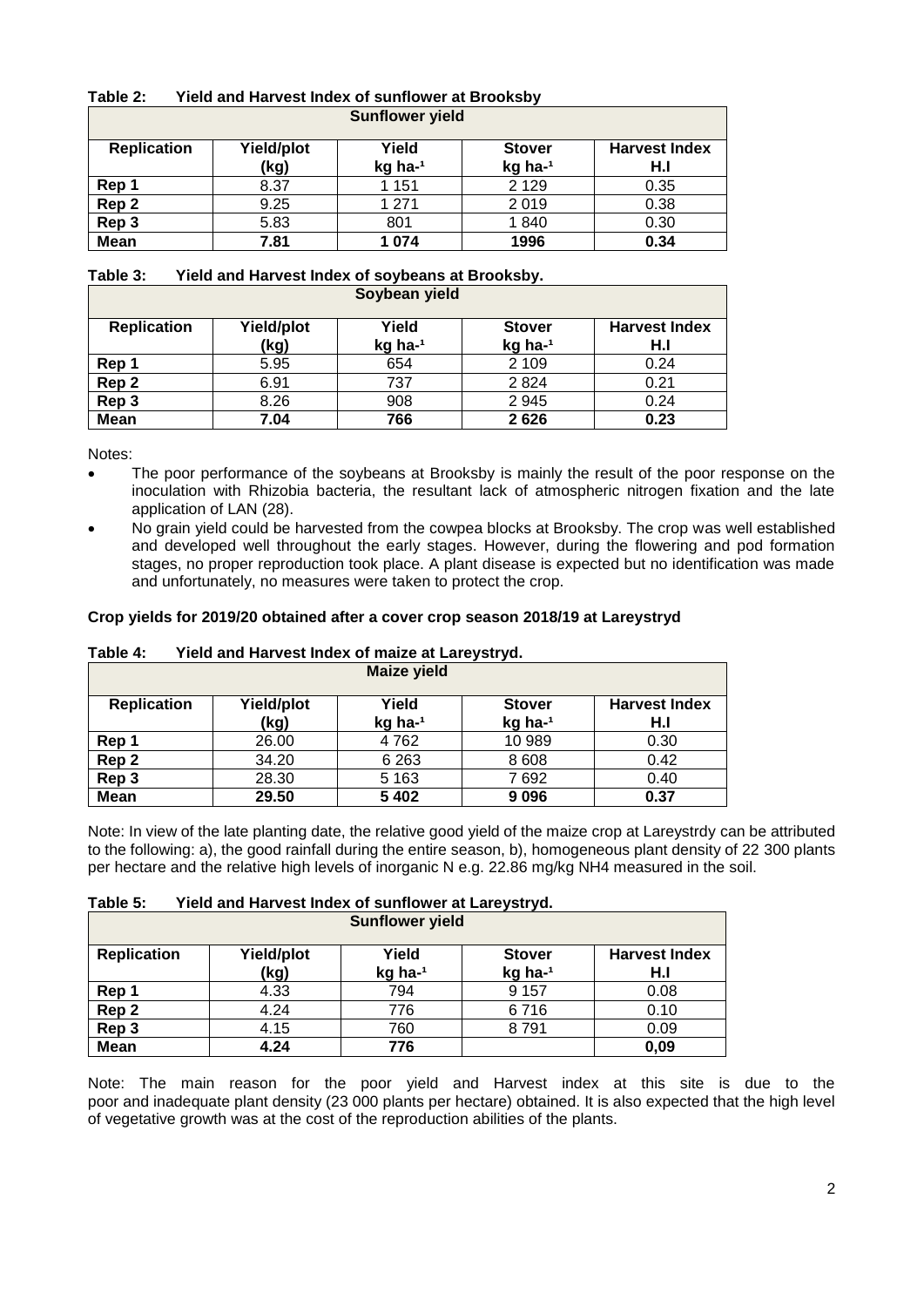**Table 2: Yield and Harvest Index of sunflower at Brooksby**

| Sunflower yield | | | | |
|---|---|---|---|---|
| **Replication** | **Yield/plot (kg)** | **Yield kg ha-¹** | **Stover kg ha-¹** | **Harvest Index H.I** |
| **Rep 1** | 8.37 | 1 151 | 2 129 | 0.35 |
| **Rep 2** | 9.25 | 1 271 | 2 019 | 0.38 |
| **Rep 3** | 5.83 | 801 | 1 840 | 0.30 |
| **Mean** | **7.81** | **1 074** | **1996** | **0.34** |

**Table 3: Yield and Harvest Index of soybeans at Brooksby.**

| Soybean yield | | | | |
|---|---|---|---|---|
| **Replication** | **Yield/plot (kg)** | **Yield kg ha-¹** | **Stover kg ha-¹** | **Harvest Index H.I** |
| **Rep 1** | 5.95 | 654 | 2 109 | 0.24 |
| **Rep 2** | 6.91 | 737 | 2 824 | 0.21 |
| **Rep 3** | 8.26 | 908 | 2 945 | 0.24 |
| **Mean** | **7.04** | **766** | **2 626** | **0.23** |

Notes:

- The poor performance of the soybeans at Brooksby is mainly the result of the poor response on the inoculation with Rhizobia bacteria, the resultant lack of atmospheric nitrogen fixation and the late application of LAN (28).
- No grain yield could be harvested from the cowpea blocks at Brooksby. The crop was well established and developed well throughout the early stages. However, during the flowering and pod formation stages, no proper reproduction took place. A plant disease is expected but no identification was made and unfortunately, no measures were taken to protect the crop.

**Crop yields for 2019/20 obtained after a cover crop season 2018/19 at Lareystryd**

**Table 4: Yield and Harvest Index of maize at Lareystryd.**

| Maize yield | | | | |
|---|---|---|---|---|
| **Replication** | **Yield/plot (kg)** | **Yield kg ha-¹** | **Stover kg ha-¹** | **Harvest Index H.I** |
| **Rep 1** | 26.00 | 4 762 | 10 989 | 0.30 |
| **Rep 2** | 34.20 | 6 263 | 8 608 | 0.42 |
| **Rep 3** | 28.30 | 5 163 | 7 692 | 0.40 |
| **Mean** | **29.50** | **5 402** | **9 096** | **0.37** |

Note: In view of the late planting date, the relative good yield of the maize crop at Lareystrdy can be attributed to the following: a), the good rainfall during the entire season, b), homogeneous plant density of 22 300 plants per hectare and the relative high levels of inorganic N e.g. 22.86 mg/kg NH4 measured in the soil.

**Table 5: Yield and Harvest Index of sunflower at Lareystryd.**

| Sunflower yield | | | | |
|---|---|---|---|---|
| **Replication** | **Yield/plot (kg)** | **Yield kg ha-¹** | **Stover kg ha-¹** | **Harvest Index H.I** |
| **Rep 1** | 4.33 | 794 | 9 157 | 0.08 |
| **Rep 2** | 4.24 | 776 | 6 716 | 0.10 |
| **Rep 3** | 4.15 | 760 | 8 791 | 0.09 |
| **Mean** | **4.24** | **776** | | **0,09** |

Note: The main reason for the poor yield and Harvest index at this site is due to the poor and inadequate plant density (23 000 plants per hectare) obtained. It is also expected that the high level of vegetative growth was at the cost of the reproduction abilities of the plants.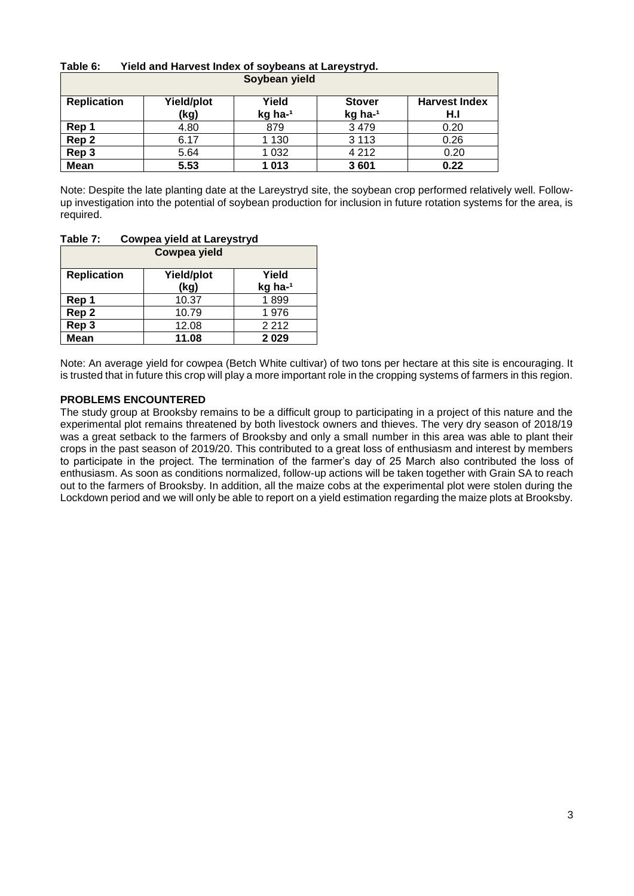**Table 6: Yield and Harvest Index of soybeans at Lareystryd.**

| Soybean yield | | | | |
|---|---|---|---|---|
| **Replication** | **Yield/plot (kg)** | **Yield kg ha$^{-1}$** | **Stover kg ha$^{-1}$** | **Harvest Index H.I** |
| **Rep 1** | 4.80 | 879 | 3 479 | 0.20 |
| **Rep 2** | 6.17 | 1 130 | 3 113 | 0.26 |
| **Rep 3** | 5.64 | 1 032 | 4 212 | 0.20 |
| **Mean** | **5.53** | **1 013** | **3 601** | **0.22** |

Note: Despite the late planting date at the Lareystryd site, the soybean crop performed relatively well. Follow-up investigation into the potential of soybean production for inclusion in future rotation systems for the area, is required.

**Table 7: Cowpea yield at Lareystryd**

| Cowpea yield | | |
|---|---|---|
| **Replication** | **Yield/plot (kg)** | **Yield kg ha$^{-1}$** |
| **Rep 1** | 10.37 | 1 899 |
| **Rep 2** | 10.79 | 1 976 |
| **Rep 3** | 12.08 | 2 212 |
| **Mean** | **11.08** | **2 029** |

Note: An average yield for cowpea (Betch White cultivar) of two tons per hectare at this site is encouraging. It is trusted that in future this crop will play a more important role in the cropping systems of farmers in this region.

**PROBLEMS ENCOUNTERED**

The study group at Brooksby remains to be a difficult group to participating in a project of this nature and the experimental plot remains threatened by both livestock owners and thieves. The very dry season of 2018/19 was a great setback to the farmers of Brooksby and only a small number in this area was able to plant their crops in the past season of 2019/20. This contributed to a great loss of enthusiasm and interest by members to participate in the project. The termination of the farmer's day of 25 March also contributed the loss of enthusiasm. As soon as conditions normalized, follow-up actions will be taken together with Grain SA to reach out to the farmers of Brooksby. In addition, all the maize cobs at the experimental plot were stolen during the Lockdown period and we will only be able to report on a yield estimation regarding the maize plots at Brooksby.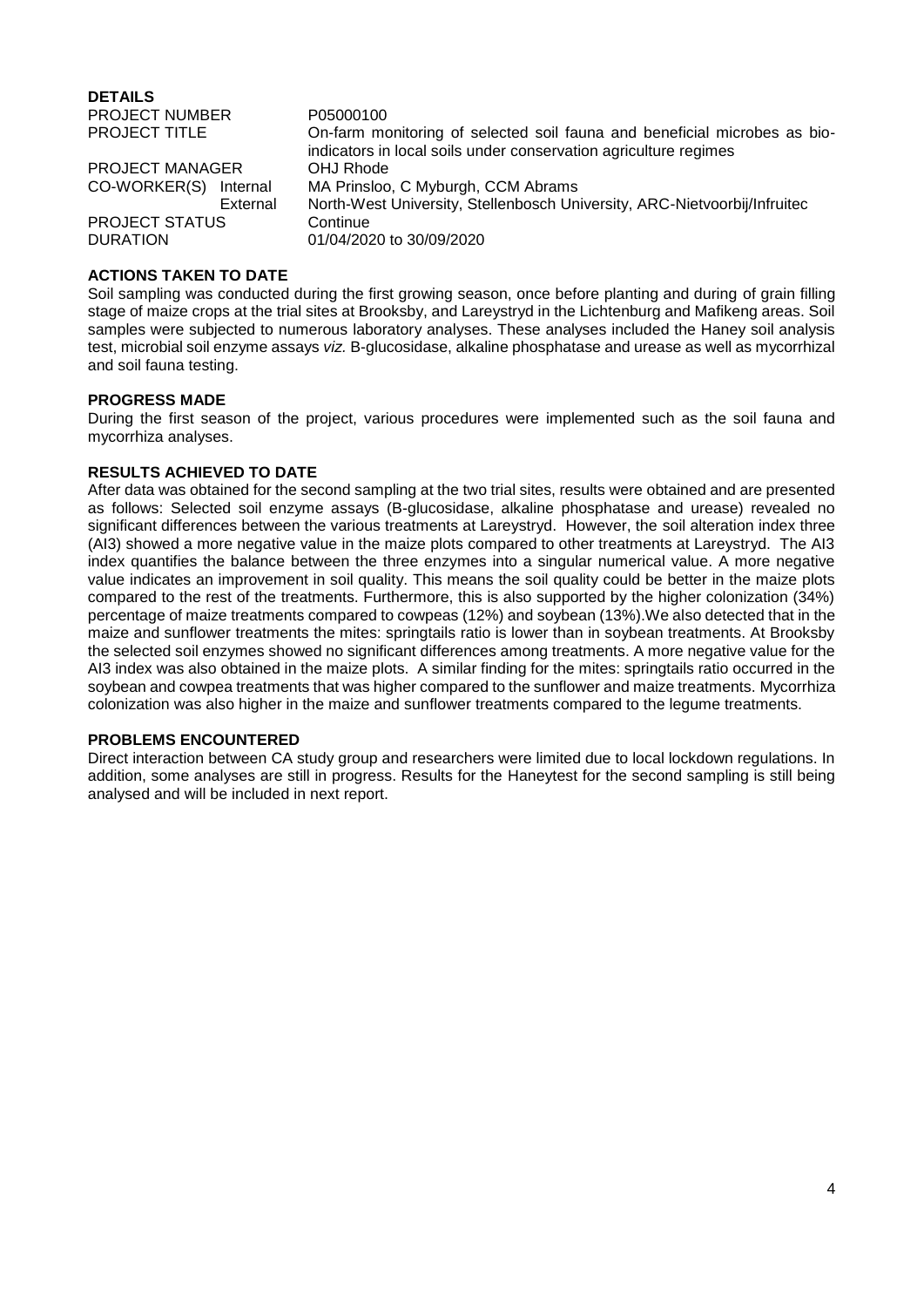## DETAILS

| | |
|---|---|
| PROJECT NUMBER | P05000100 |
| PROJECT TITLE | On-farm monitoring of selected soil fauna and beneficial microbes as bio-indicators in local soils under conservation agriculture regimes |
| PROJECT MANAGER | OHJ Rhode |
| CO-WORKER(S) Internal | MA Prinsloo, C Myburgh, CCM Abrams |
| External | North-West University, Stellenbosch University, ARC-Nietvoorbij/Infruitec |
| PROJECT STATUS | Continue |
| DURATION | 01/04/2020 to 30/09/2020 |

## ACTIONS TAKEN TO DATE

Soil sampling was conducted during the first growing season, once before planting and during of grain filling stage of maize crops at the trial sites at Brooksby, and Lareystryd in the Lichtenburg and Mafikeng areas. Soil samples were subjected to numerous laboratory analyses. These analyses included the Haney soil analysis test, microbial soil enzyme assays *viz.* B-glucosidase, alkaline phosphatase and urease as well as mycorrhizal and soil fauna testing.

## PROGRESS MADE

During the first season of the project, various procedures were implemented such as the soil fauna and mycorrhiza analyses.

## RESULTS ACHIEVED TO DATE

After data was obtained for the second sampling at the two trial sites, results were obtained and are presented as follows: Selected soil enzyme assays (B-glucosidase, alkaline phosphatase and urease) revealed no significant differences between the various treatments at Lareystryd. However, the soil alteration index three (AI3) showed a more negative value in the maize plots compared to other treatments at Lareystryd. The AI3 index quantifies the balance between the three enzymes into a singular numerical value. A more negative value indicates an improvement in soil quality. This means the soil quality could be better in the maize plots compared to the rest of the treatments. Furthermore, this is also supported by the higher colonization (34%) percentage of maize treatments compared to cowpeas (12%) and soybean (13%).We also detected that in the maize and sunflower treatments the mites: springtails ratio is lower than in soybean treatments. At Brooksby the selected soil enzymes showed no significant differences among treatments. A more negative value for the AI3 index was also obtained in the maize plots. A similar finding for the mites: springtails ratio occurred in the soybean and cowpea treatments that was higher compared to the sunflower and maize treatments. Mycorrhiza colonization was also higher in the maize and sunflower treatments compared to the legume treatments.

## PROBLEMS ENCOUNTERED

Direct interaction between CA study group and researchers were limited due to local lockdown regulations. In addition, some analyses are still in progress. Results for the Haneytest for the second sampling is still being analysed and will be included in next report.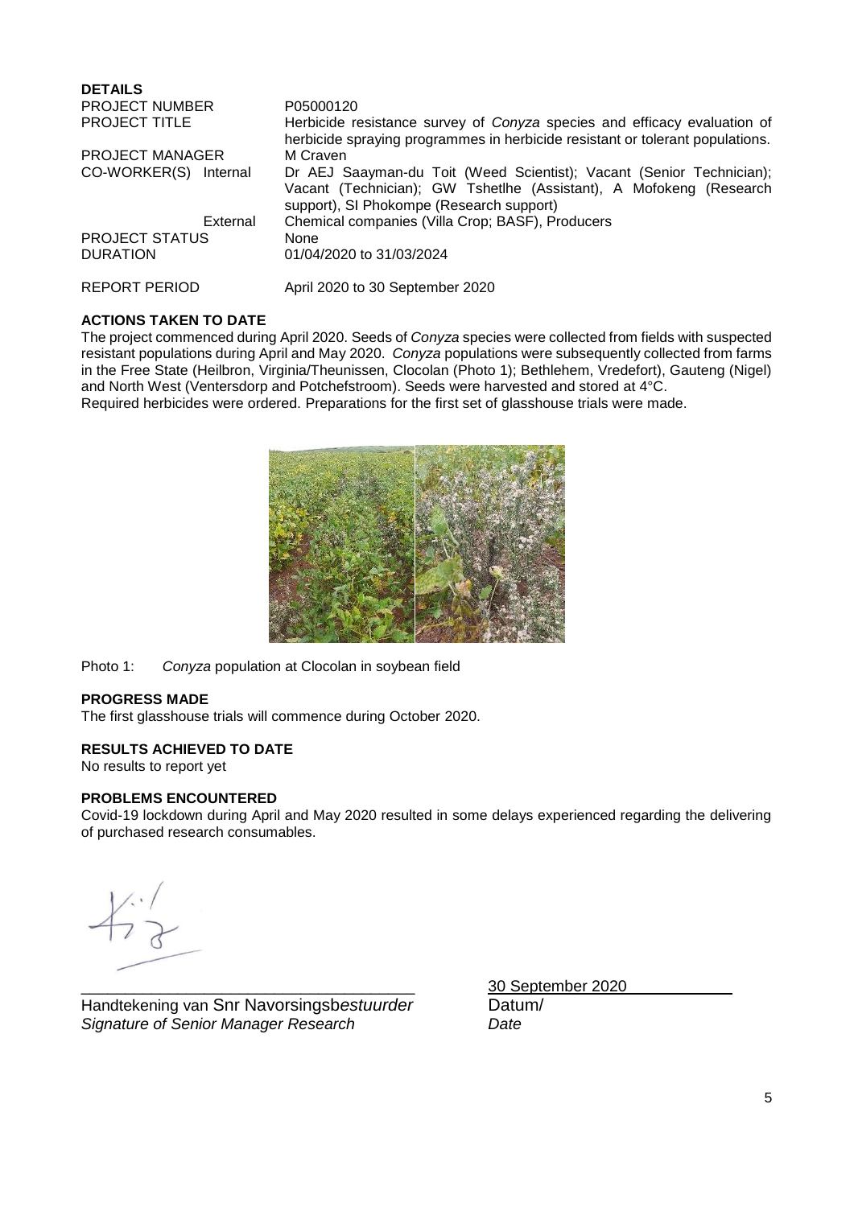**DETAILS**

| | |
|---|---|
| PROJECT NUMBER | P05000120 |
| PROJECT TITLE | Herbicide resistance survey of *Conyza* species and efficacy evaluation of herbicide spraying programmes in herbicide resistant or tolerant populations. |
| PROJECT MANAGER | M Craven |
| CO-WORKER(S) Internal | Dr AEJ Saayman-du Toit (Weed Scientist); Vacant (Senior Technician); Vacant (Technician); GW Tshetlhe (Assistant), A Mofokeng (Research support), SI Phokompe (Research support) |
| External | Chemical companies (Villa Crop; BASF), Producers |
| PROJECT STATUS | None |
| DURATION | 01/04/2020 to 31/03/2024 |
| REPORT PERIOD | April 2020 to 30 September 2020 |

**ACTIONS TAKEN TO DATE**

The project commenced during April 2020. Seeds of *Conyza* species were collected from fields with suspected resistant populations during April and May 2020. *Conyza* populations were subsequently collected from farms in the Free State (Heilbron, Virginia/Theunissen, Clocolan (Photo 1); Bethlehem, Vredefort), Gauteng (Nigel) and North West (Ventersdorp and Potchefstroom). Seeds were harvested and stored at 4°C.
Required herbicides were ordered. Preparations for the first set of glasshouse trials were made.

Photo 1: *Conyza* population at Clocolan in soybean field

**PROGRESS MADE**

The first glasshouse trials will commence during October 2020.

**RESULTS ACHIEVED TO DATE**

No results to report yet

**PROBLEMS ENCOUNTERED**

Covid-19 lockdown during April and May 2020 resulted in some delays experienced regarding the delivering of purchased research consumables.

Handtekening van Snr Navorsingsb*estuurder*
*Signature of Senior Manager Research*

30 September 2020
Datum/
*Date*